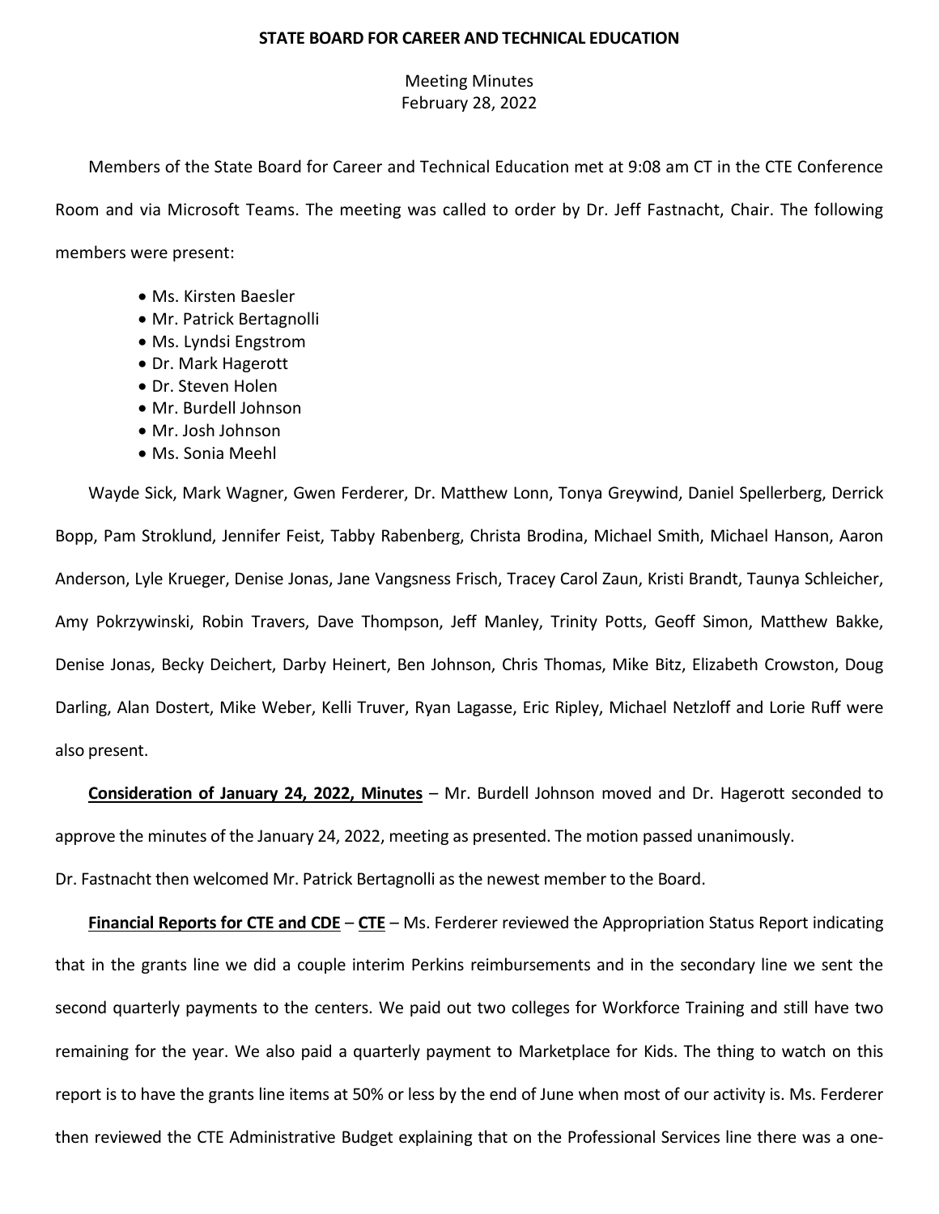**STATE BOARD FOR CAREER AND TECHNICAL EDUCATION**

Meeting Minutes
February 28, 2022

Members of the State Board for Career and Technical Education met at 9:08 am CT in the CTE Conference Room and via Microsoft Teams. The meeting was called to order by Dr. Jeff Fastnacht, Chair. The following members were present:

- Ms. Kirsten Baesler
- Mr. Patrick Bertagnolli
- Ms. Lyndsi Engstrom
- Dr. Mark Hagerott
- Dr. Steven Holen
- Mr. Burdell Johnson
- Mr. Josh Johnson
- Ms. Sonia Meehl

Wayde Sick, Mark Wagner, Gwen Ferderer, Dr. Matthew Lonn, Tonya Greywind, Daniel Spellerberg, Derrick Bopp, Pam Stroklund, Jennifer Feist, Tabby Rabenberg, Christa Brodina, Michael Smith, Michael Hanson, Aaron Anderson, Lyle Krueger, Denise Jonas, Jane Vangsness Frisch, Tracey Carol Zaun, Kristi Brandt, Taunya Schleicher, Amy Pokrzywinski, Robin Travers, Dave Thompson, Jeff Manley, Trinity Potts, Geoff Simon, Matthew Bakke, Denise Jonas, Becky Deichert, Darby Heinert, Ben Johnson, Chris Thomas, Mike Bitz, Elizabeth Crowston, Doug Darling, Alan Dostert, Mike Weber, Kelli Truver, Ryan Lagasse, Eric Ripley, Michael Netzloff and Lorie Ruff were also present.

**Consideration of January 24, 2022, Minutes** – Mr. Burdell Johnson moved and Dr. Hagerott seconded to approve the minutes of the January 24, 2022, meeting as presented. The motion passed unanimously.

Dr. Fastnacht then welcomed Mr. Patrick Bertagnolli as the newest member to the Board.

**Financial Reports for CTE and CDE** – **CTE** – Ms. Ferderer reviewed the Appropriation Status Report indicating that in the grants line we did a couple interim Perkins reimbursements and in the secondary line we sent the second quarterly payments to the centers. We paid out two colleges for Workforce Training and still have two remaining for the year. We also paid a quarterly payment to Marketplace for Kids. The thing to watch on this report is to have the grants line items at 50% or less by the end of June when most of our activity is. Ms. Ferderer then reviewed the CTE Administrative Budget explaining that on the Professional Services line there was a one-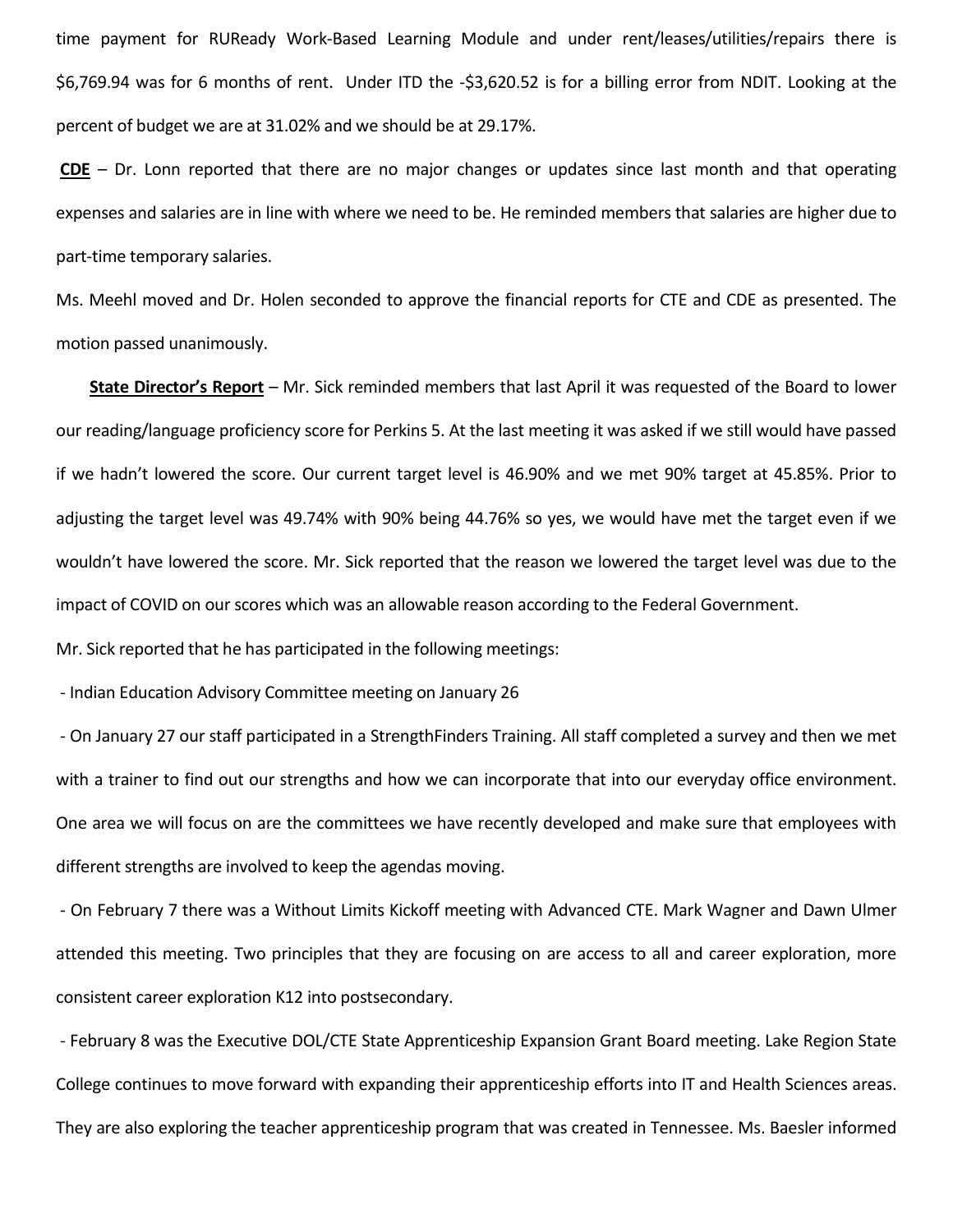time payment for RUReady Work-Based Learning Module and under rent/leases/utilities/repairs there is $6,769.94 was for 6 months of rent. Under ITD the -$3,620.52 is for a billing error from NDIT. Looking at the percent of budget we are at 31.02% and we should be at 29.17%.

**CDE** – Dr. Lonn reported that there are no major changes or updates since last month and that operating expenses and salaries are in line with where we need to be. He reminded members that salaries are higher due to part-time temporary salaries.

Ms. Meehl moved and Dr. Holen seconded to approve the financial reports for CTE and CDE as presented. The motion passed unanimously.

**State Director's Report** – Mr. Sick reminded members that last April it was requested of the Board to lower our reading/language proficiency score for Perkins 5. At the last meeting it was asked if we still would have passed if we hadn't lowered the score. Our current target level is 46.90% and we met 90% target at 45.85%. Prior to adjusting the target level was 49.74% with 90% being 44.76% so yes, we would have met the target even if we wouldn't have lowered the score. Mr. Sick reported that the reason we lowered the target level was due to the impact of COVID on our scores which was an allowable reason according to the Federal Government.

Mr. Sick reported that he has participated in the following meetings:

- Indian Education Advisory Committee meeting on January 26
- On January 27 our staff participated in a StrengthFinders Training. All staff completed a survey and then we met with a trainer to find out our strengths and how we can incorporate that into our everyday office environment. One area we will focus on are the committees we have recently developed and make sure that employees with different strengths are involved to keep the agendas moving.
- On February 7 there was a Without Limits Kickoff meeting with Advanced CTE. Mark Wagner and Dawn Ulmer attended this meeting. Two principles that they are focusing on are access to all and career exploration, more consistent career exploration K12 into postsecondary.
- February 8 was the Executive DOL/CTE State Apprenticeship Expansion Grant Board meeting. Lake Region State College continues to move forward with expanding their apprenticeship efforts into IT and Health Sciences areas. They are also exploring the teacher apprenticeship program that was created in Tennessee. Ms. Baesler informed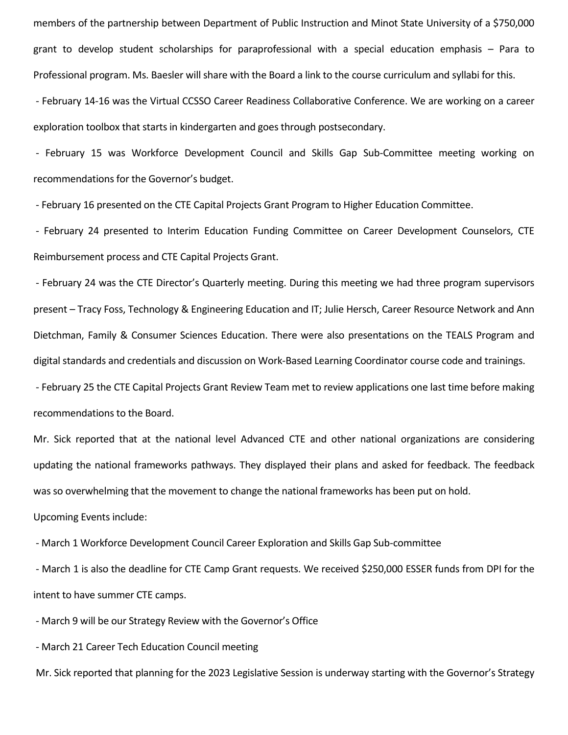members of the partnership between Department of Public Instruction and Minot State University of a $750,000 grant to develop student scholarships for paraprofessional with a special education emphasis – Para to Professional program. Ms. Baesler will share with the Board a link to the course curriculum and syllabi for this.

- February 14-16 was the Virtual CCSSO Career Readiness Collaborative Conference. We are working on a career exploration toolbox that starts in kindergarten and goes through postsecondary.
- February 15 was Workforce Development Council and Skills Gap Sub-Committee meeting working on recommendations for the Governor's budget.
- February 16 presented on the CTE Capital Projects Grant Program to Higher Education Committee.
- February 24 presented to Interim Education Funding Committee on Career Development Counselors, CTE Reimbursement process and CTE Capital Projects Grant.
- February 24 was the CTE Director's Quarterly meeting. During this meeting we had three program supervisors present – Tracy Foss, Technology & Engineering Education and IT; Julie Hersch, Career Resource Network and Ann Dietchman, Family & Consumer Sciences Education. There were also presentations on the TEALS Program and digital standards and credentials and discussion on Work-Based Learning Coordinator course code and trainings.
- February 25 the CTE Capital Projects Grant Review Team met to review applications one last time before making recommendations to the Board.

Mr. Sick reported that at the national level Advanced CTE and other national organizations are considering updating the national frameworks pathways. They displayed their plans and asked for feedback. The feedback was so overwhelming that the movement to change the national frameworks has been put on hold.

Upcoming Events include:

- March 1 Workforce Development Council Career Exploration and Skills Gap Sub-committee
- March 1 is also the deadline for CTE Camp Grant requests. We received $250,000 ESSER funds from DPI for the intent to have summer CTE camps.
- March 9 will be our Strategy Review with the Governor's Office
- March 21 Career Tech Education Council meeting

Mr. Sick reported that planning for the 2023 Legislative Session is underway starting with the Governor's Strategy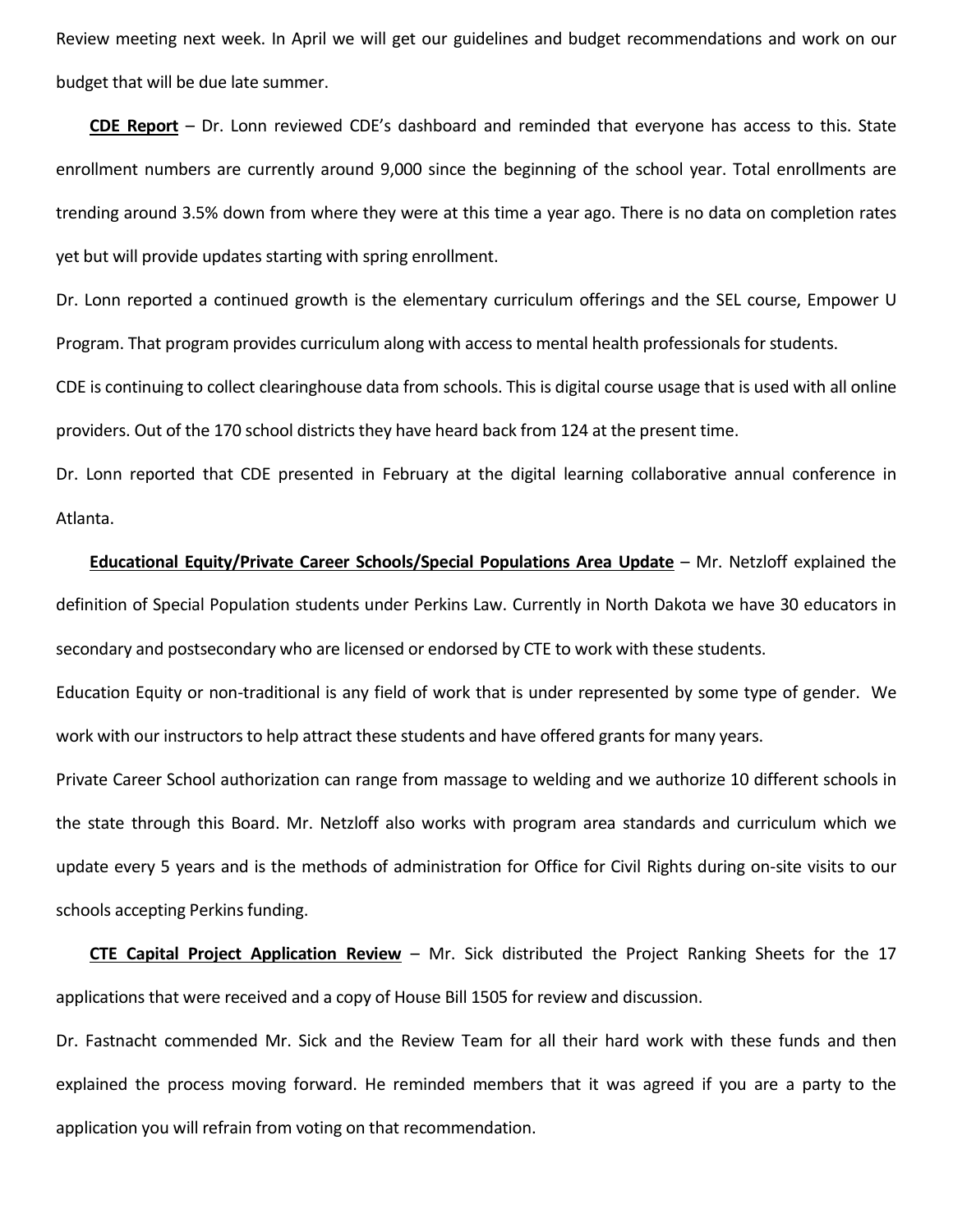Review meeting next week. In April we will get our guidelines and budget recommendations and work on our budget that will be due late summer.

**CDE Report** – Dr. Lonn reviewed CDE's dashboard and reminded that everyone has access to this. State enrollment numbers are currently around 9,000 since the beginning of the school year. Total enrollments are trending around 3.5% down from where they were at this time a year ago. There is no data on completion rates yet but will provide updates starting with spring enrollment.

Dr. Lonn reported a continued growth is the elementary curriculum offerings and the SEL course, Empower U Program. That program provides curriculum along with access to mental health professionals for students.

CDE is continuing to collect clearinghouse data from schools. This is digital course usage that is used with all online providers. Out of the 170 school districts they have heard back from 124 at the present time.

Dr. Lonn reported that CDE presented in February at the digital learning collaborative annual conference in Atlanta.

**Educational Equity/Private Career Schools/Special Populations Area Update** – Mr. Netzloff explained the definition of Special Population students under Perkins Law. Currently in North Dakota we have 30 educators in secondary and postsecondary who are licensed or endorsed by CTE to work with these students.

Education Equity or non-traditional is any field of work that is under represented by some type of gender. We work with our instructors to help attract these students and have offered grants for many years.

Private Career School authorization can range from massage to welding and we authorize 10 different schools in the state through this Board. Mr. Netzloff also works with program area standards and curriculum which we update every 5 years and is the methods of administration for Office for Civil Rights during on-site visits to our schools accepting Perkins funding.

**CTE Capital Project Application Review** – Mr. Sick distributed the Project Ranking Sheets for the 17 applications that were received and a copy of House Bill 1505 for review and discussion.

Dr. Fastnacht commended Mr. Sick and the Review Team for all their hard work with these funds and then explained the process moving forward. He reminded members that it was agreed if you are a party to the application you will refrain from voting on that recommendation.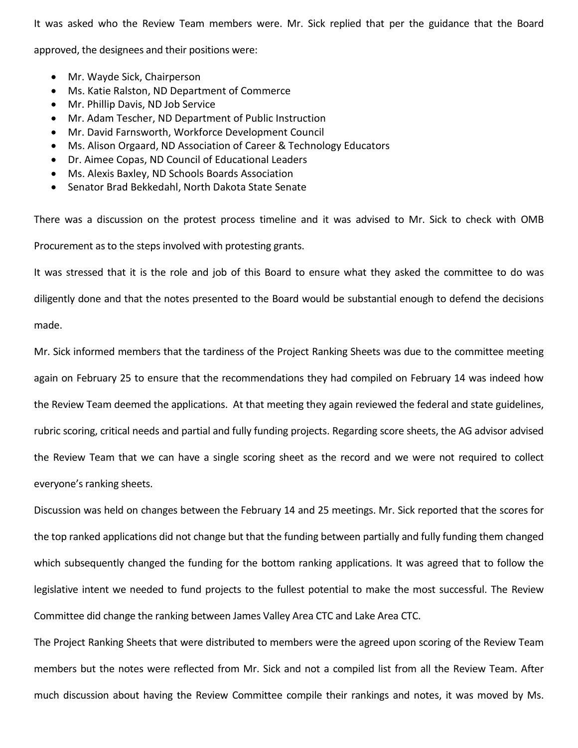It was asked who the Review Team members were. Mr. Sick replied that per the guidance that the Board approved, the designees and their positions were:

- Mr. Wayde Sick, Chairperson
- Ms. Katie Ralston, ND Department of Commerce
- Mr. Phillip Davis, ND Job Service
- Mr. Adam Tescher, ND Department of Public Instruction
- Mr. David Farnsworth, Workforce Development Council
- Ms. Alison Orgaard, ND Association of Career & Technology Educators
- Dr. Aimee Copas, ND Council of Educational Leaders
- Ms. Alexis Baxley, ND Schools Boards Association
- Senator Brad Bekkedahl, North Dakota State Senate

There was a discussion on the protest process timeline and it was advised to Mr. Sick to check with OMB Procurement as to the steps involved with protesting grants.

It was stressed that it is the role and job of this Board to ensure what they asked the committee to do was diligently done and that the notes presented to the Board would be substantial enough to defend the decisions made.

Mr. Sick informed members that the tardiness of the Project Ranking Sheets was due to the committee meeting again on February 25 to ensure that the recommendations they had compiled on February 14 was indeed how the Review Team deemed the applications. At that meeting they again reviewed the federal and state guidelines, rubric scoring, critical needs and partial and fully funding projects. Regarding score sheets, the AG advisor advised the Review Team that we can have a single scoring sheet as the record and we were not required to collect everyone's ranking sheets.

Discussion was held on changes between the February 14 and 25 meetings. Mr. Sick reported that the scores for the top ranked applications did not change but that the funding between partially and fully funding them changed which subsequently changed the funding for the bottom ranking applications. It was agreed that to follow the legislative intent we needed to fund projects to the fullest potential to make the most successful. The Review Committee did change the ranking between James Valley Area CTC and Lake Area CTC.

The Project Ranking Sheets that were distributed to members were the agreed upon scoring of the Review Team members but the notes were reflected from Mr. Sick and not a compiled list from all the Review Team. After much discussion about having the Review Committee compile their rankings and notes, it was moved by Ms.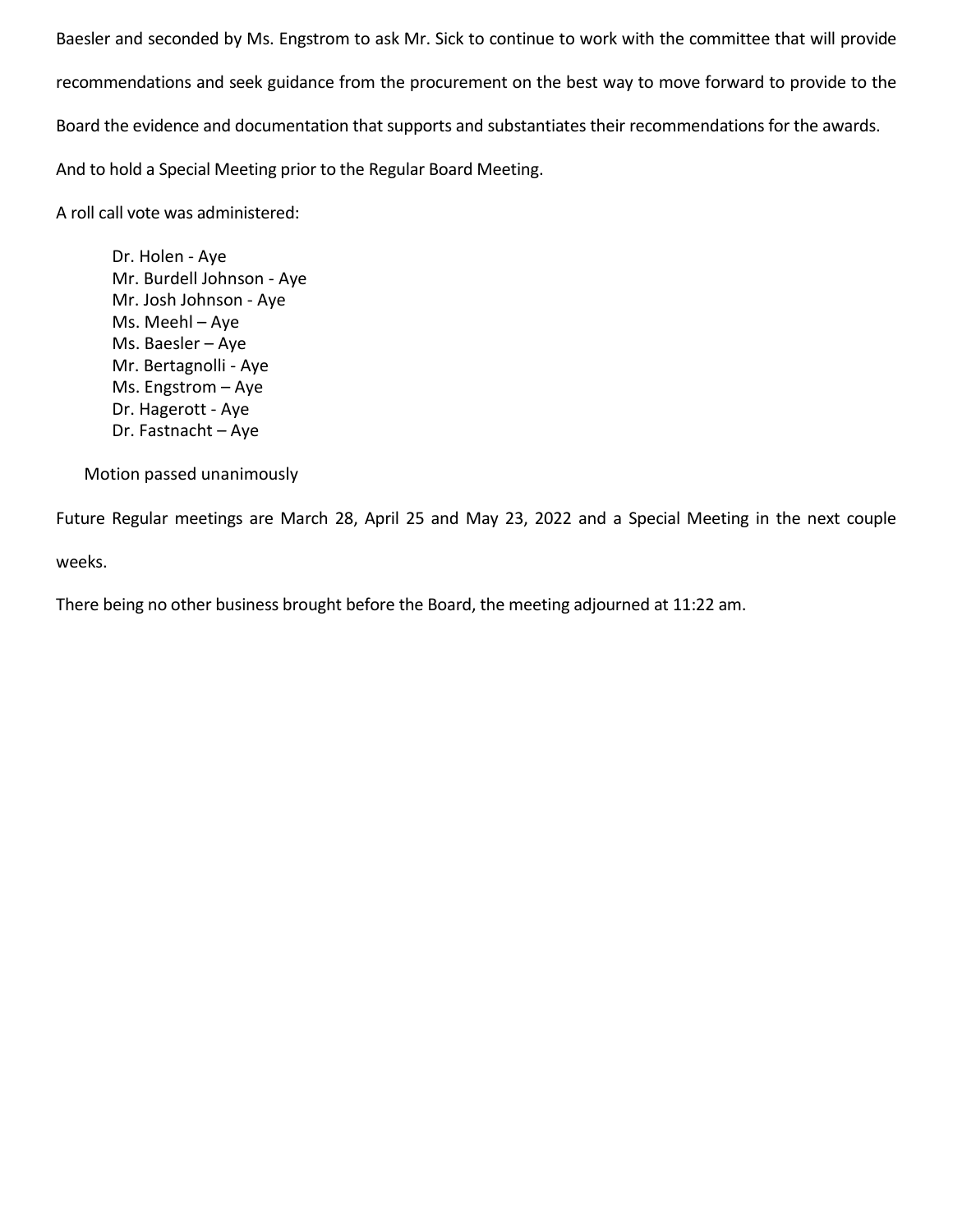Baesler and seconded by Ms. Engstrom to ask Mr. Sick to continue to work with the committee that will provide recommendations and seek guidance from the procurement on the best way to move forward to provide to the Board the evidence and documentation that supports and substantiates their recommendations for the awards. And to hold a Special Meeting prior to the Regular Board Meeting.

A roll call vote was administered:

Dr. Holen - Aye
Mr. Burdell Johnson - Aye
Mr. Josh Johnson - Aye
Ms. Meehl – Aye
Ms. Baesler – Aye
Mr. Bertagnolli - Aye
Ms. Engstrom – Aye
Dr. Hagerott - Aye
Dr. Fastnacht – Aye

Motion passed unanimously

Future Regular meetings are March 28, April 25 and May 23, 2022 and a Special Meeting in the next couple weeks.

There being no other business brought before the Board, the meeting adjourned at 11:22 am.